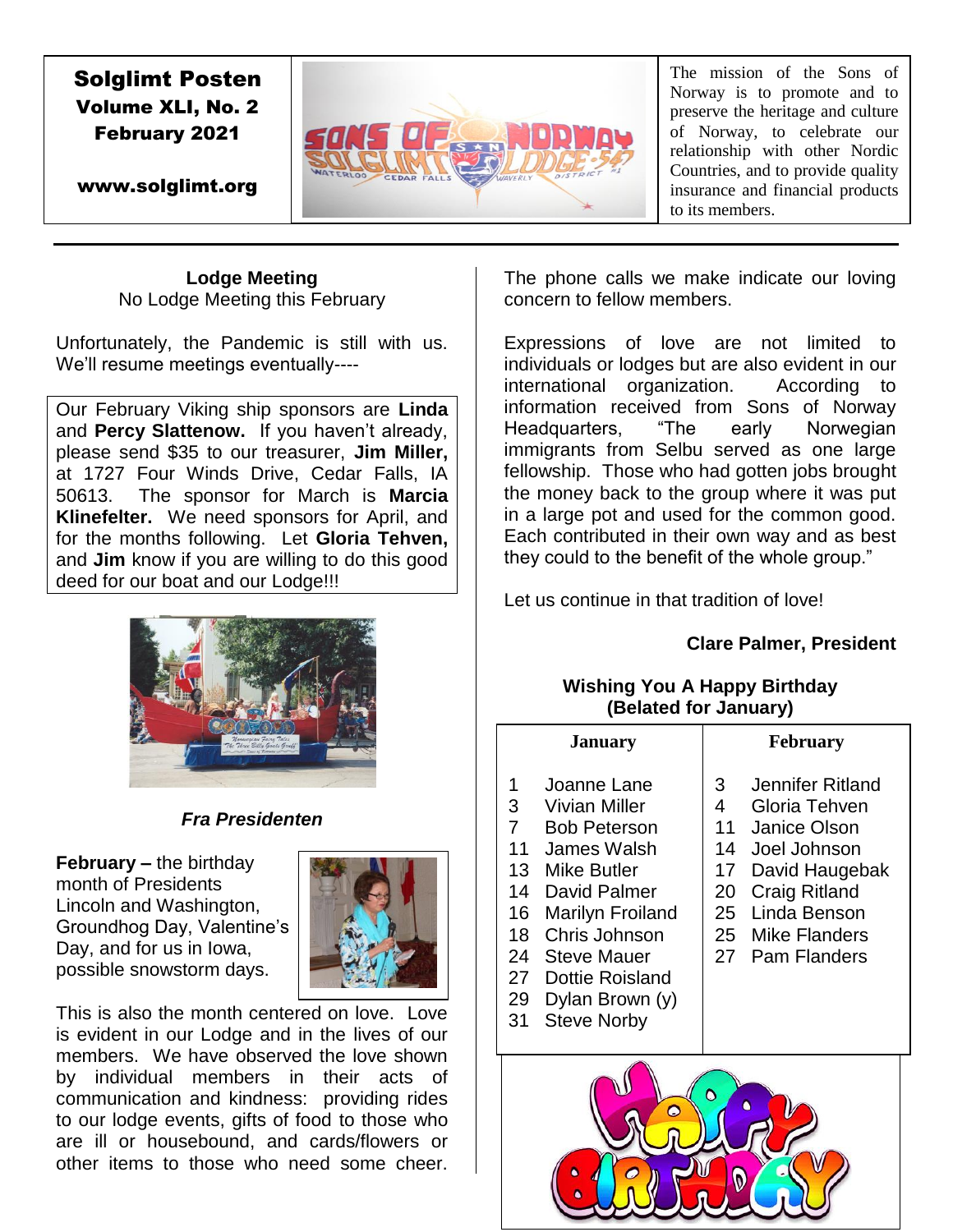# Solglimt Posten

**Volume XLI, No. 2**
**February 2021**

**www.solglimt.org**

The mission of the Sons of Norway is to promote and to preserve the heritage and culture of Norway, to celebrate our relationship with other Nordic Countries, and to provide quality insurance and financial products to its members.

---

## Lodge Meeting

No Lodge Meeting this February

Unfortunately, the Pandemic is still with us. We'll resume meetings eventually----

Our February Viking ship sponsors are **Linda** and **Percy Slattenow.** If you haven't already, please send $35 to our treasurer, **Jim Miller,** at 1727 Four Winds Drive, Cedar Falls, IA 50613. The sponsor for March is **Marcia Klinefelter.** We need sponsors for April, and for the months following. Let **Gloria Tehven,** and **Jim** know if you are willing to do this good deed for our boat and our Lodge!!!

## *Fra Presidenten*

**February –** the birthday month of Presidents Lincoln and Washington, Groundhog Day, Valentine's Day, and for us in Iowa, possible snowstorm days.

This is also the month centered on love. Love is evident in our Lodge and in the lives of our members. We have observed the love shown by individual members in their acts of communication and kindness: providing rides to our lodge events, gifts of food to those who are ill or housebound, and cards/flowers or other items to those who need some cheer. The phone calls we make indicate our loving concern to fellow members.

Expressions of love are not limited to individuals or lodges but are also evident in our international organization. According to information received from Sons of Norway Headquarters, "The early Norwegian immigrants from Selbu served as one large fellowship. Those who had gotten jobs brought the money back to the group where it was put in a large pot and used for the common good. Each contributed in their own way and as best they could to the benefit of the whole group."

Let us continue in that tradition of love!

**Clare Palmer, President**

## Wishing You A Happy Birthday (Belated for January)

| January | February |
|---|---|
| 1 Joanne Lane | 3 Jennifer Ritland |
| 3 Vivian Miller | 4 Gloria Tehven |
| 7 Bob Peterson | 11 Janice Olson |
| 11 James Walsh | 14 Joel Johnson |
| 13 Mike Butler | 17 David Haugebak |
| 14 David Palmer | 20 Craig Ritland |
| 16 Marilyn Froiland | 25 Linda Benson |
| 18 Chris Johnson | 25 Mike Flanders |
| 24 Steve Mauer | 27 Pam Flanders |
| 27 Dottie Roisland | |
| 29 Dylan Brown (y) | |
| 31 Steve Norby | |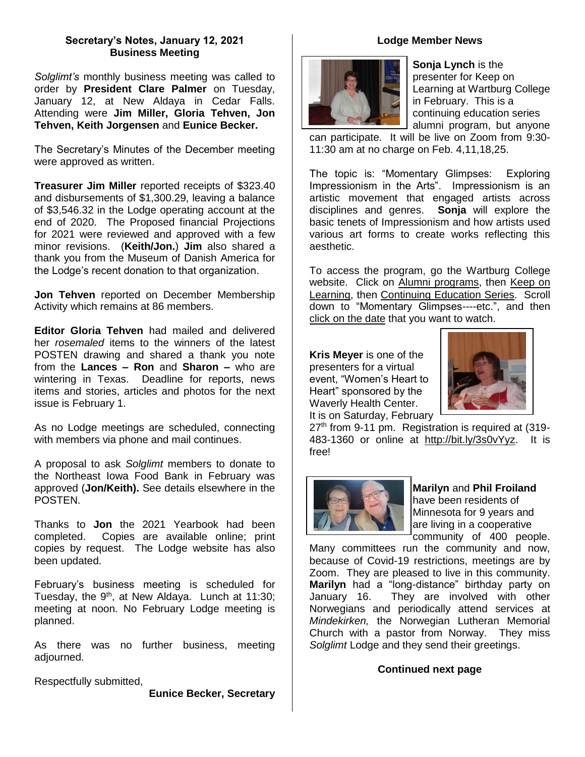## Secretary's Notes, January 12, 2021
## Business Meeting

*Solglimt's* monthly business meeting was called to order by **President Clare Palmer** on Tuesday, January 12, at New Aldaya in Cedar Falls. Attending were **Jim Miller, Gloria Tehven, Jon Tehven, Keith Jorgensen** and **Eunice Becker.**

The Secretary's Minutes of the December meeting were approved as written.

**Treasurer Jim Miller** reported receipts of $323.40 and disbursements of $1,300.29, leaving a balance of $3,546.32 in the Lodge operating account at the end of 2020. The Proposed financial Projections for 2021 were reviewed and approved with a few minor revisions. (**Keith/Jon.**) **Jim** also shared a thank you from the Museum of Danish America for the Lodge's recent donation to that organization.

**Jon Tehven** reported on December Membership Activity which remains at 86 members.

**Editor Gloria Tehven** had mailed and delivered her *rosemaled* items to the winners of the latest POSTEN drawing and shared a thank you note from the **Lances – Ron** and **Sharon –** who are wintering in Texas. Deadline for reports, news items and stories, articles and photos for the next issue is February 1.

As no Lodge meetings are scheduled, connecting with members via phone and mail continues.

A proposal to ask *Solglimt* members to donate to the Northeast Iowa Food Bank in February was approved (**Jon/Keith).** See details elsewhere in the POSTEN.

Thanks to **Jon** the 2021 Yearbook had been completed. Copies are available online; print copies by request. The Lodge website has also been updated.

February's business meeting is scheduled for Tuesday, the 9th, at New Aldaya. Lunch at 11:30; meeting at noon. No February Lodge meeting is planned.

As there was no further business, meeting adjourned.

Respectfully submitted,

**Eunice Becker, Secretary**

## Lodge Member News

**Sonja Lynch** is the presenter for Keep on Learning at Wartburg College in February. This is a continuing education series alumni program, but anyone can participate. It will be live on Zoom from 9:30-11:30 am at no charge on Feb. 4,11,18,25.

The topic is: "Momentary Glimpses: Exploring Impressionism in the Arts". Impressionism is an artistic movement that engaged artists across disciplines and genres. **Sonja** will explore the basic tenets of Impressionism and how artists used various art forms to create works reflecting this aesthetic.

To access the program, go the Wartburg College website. Click on Alumni programs, then Keep on Learning, then Continuing Education Series. Scroll down to "Momentary Glimpses----etc.", and then click on the date that you want to watch.

**Kris Meyer** is one of the presenters for a virtual event, "Women's Heart to Heart" sponsored by the Waverly Health Center. It is on Saturday, February 27th from 9-11 pm. Registration is required at (319-483-1360 or online at http://bit.ly/3s0vYyz. It is free!

**Marilyn** and **Phil Froiland** have been residents of Minnesota for 9 years and are living in a cooperative community of 400 people. Many committees run the community and now, because of Covid-19 restrictions, meetings are by Zoom. They are pleased to live in this community. **Marilyn** had a "long-distance" birthday party on January 16. They are involved with other Norwegians and periodically attend services at *Mindekirken,* the Norwegian Lutheran Memorial Church with a pastor from Norway. They miss *Solglimt* Lodge and they send their greetings.

**Continued next page**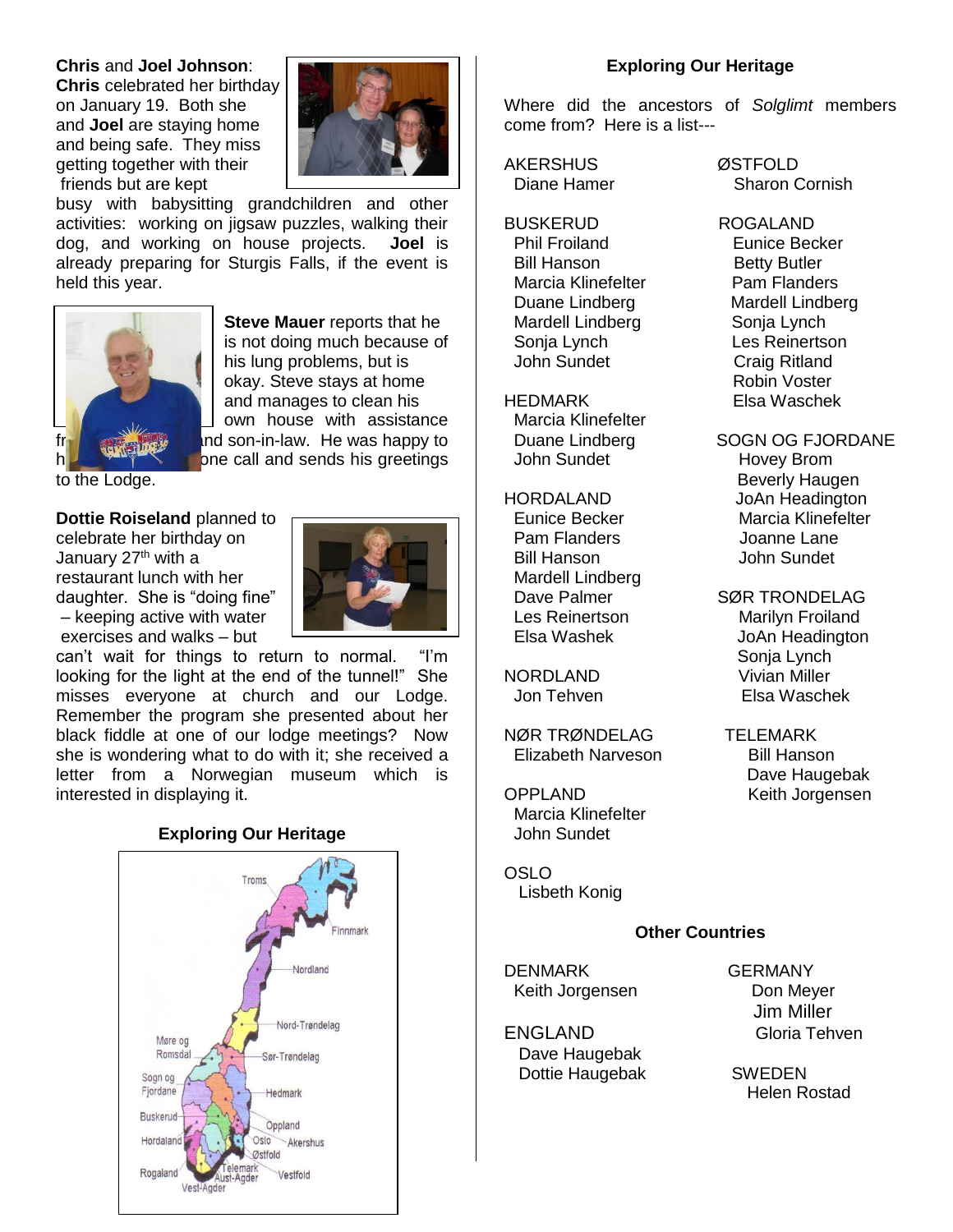**Chris** and **Joel Johnson**: **Chris** celebrated her birthday on January 19. Both she and **Joel** are staying home and being safe. They miss getting together with their friends but are kept busy with babysitting grandchildren and other activities: working on jigsaw puzzles, walking their dog, and working on house projects. **Joel** is already preparing for Sturgis Falls, if the event is held this year.

**Steve Mauer** reports that he is not doing much because of his lung problems, but is okay. Steve stays at home and manages to clean his own house with assistance fr... and son-in-law. He was happy to h... one call and sends his greetings to the Lodge.

**Dottie Roiseland** planned to celebrate her birthday on January 27th with a restaurant lunch with her daughter. She is "doing fine" – keeping active with water exercises and walks – but can't wait for things to return to normal. "I'm looking for the light at the end of the tunnel!" She misses everyone at church and our Lodge. Remember the program she presented about her black fiddle at one of our lodge meetings? Now she is wondering what to do with it; she received a letter from a Norwegian museum which is interested in displaying it.

**Exploring Our Heritage**

**Exploring Our Heritage**

Where did the ancestors of *Solglimt* members come from? Here is a list---

AKERSHUS
- Diane Hamer

BUSKERUD
- Phil Froiland
- Bill Hanson
- Marcia Klinefelter
- Duane Lindberg
- Mardell Lindberg
- Sonja Lynch
- John Sundet

HEDMARK
- Marcia Klinefelter
- Duane Lindberg
- John Sundet

HORDALAND
- Eunice Becker
- Pam Flanders
- Bill Hanson
- Mardell Lindberg
- Dave Palmer
- Les Reinertson
- Elsa Washek

NORDLAND
- Jon Tehven

NØR TRØNDELAG
- Elizabeth Narveson

OPPLAND
- Marcia Klinefelter
- John Sundet

OSLO
- Lisbeth Konig

ØSTFOLD
- Sharon Cornish

ROGALAND
- Eunice Becker
- Betty Butler
- Pam Flanders
- Mardell Lindberg
- Sonja Lynch
- Les Reinertson
- Craig Ritland
- Robin Voster
- Elsa Waschek

SOGN OG FJORDANE
- Hovey Brom
- Beverly Haugen
- JoAn Headington
- Marcia Klinefelter
- Joanne Lane
- John Sundet

SØR TRONDELAG
- Marilyn Froiland
- JoAn Headington
- Sonja Lynch
- Vivian Miller
- Elsa Waschek

TELEMARK
- Bill Hanson
- Dave Haugebak
- Keith Jorgensen

**Other Countries**

DENMARK
- Keith Jorgensen

ENGLAND
- Dave Haugebak
- Dottie Haugebak

GERMANY
- Don Meyer
- Jim Miller
- Gloria Tehven

SWEDEN
- Helen Rostad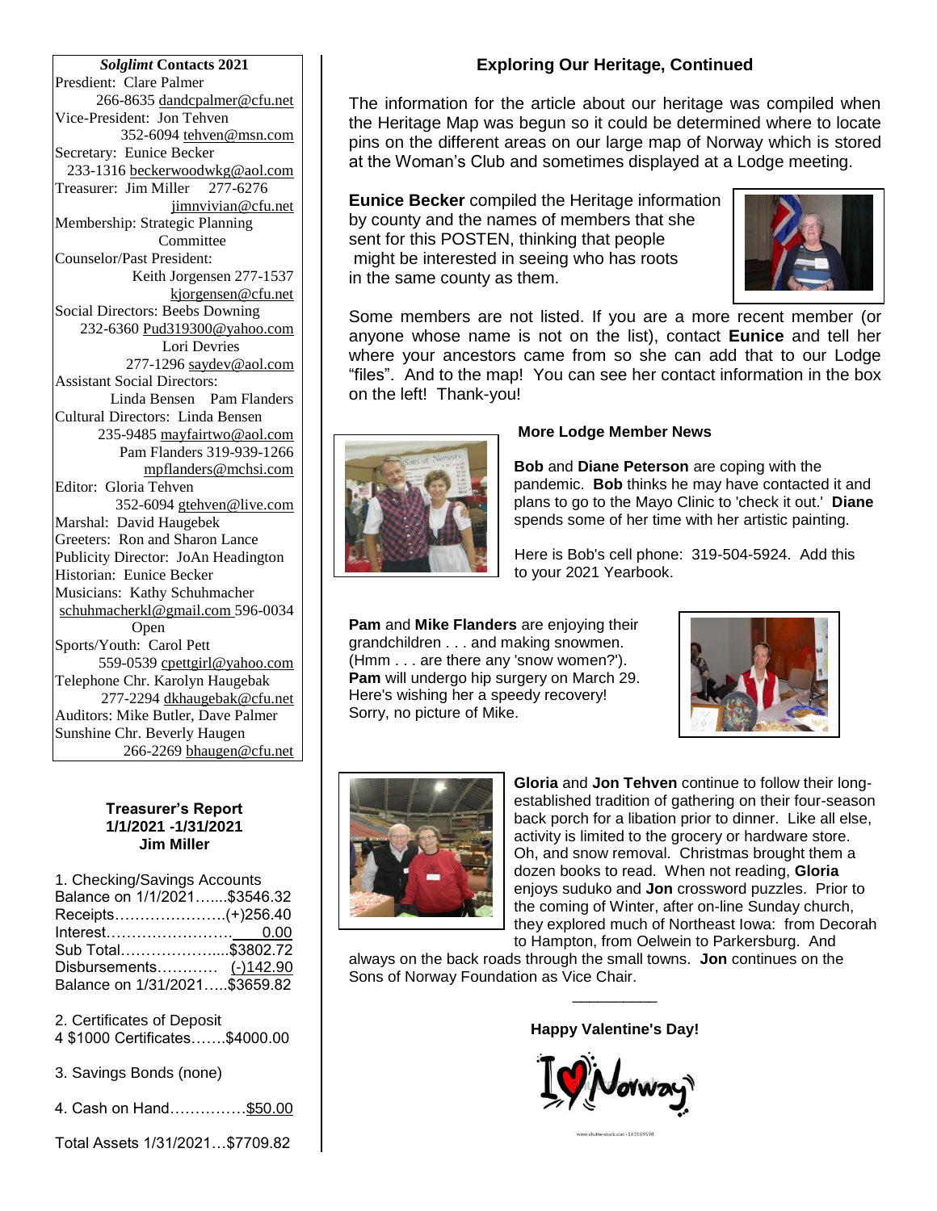***Solglimt* Contacts 2021**

Presdient: Clare Palmer
266-8635 dandcpalmer@cfu.net

Vice-President: Jon Tehven
352-6094 tehven@msn.com

Secretary: Eunice Becker
233-1316 beckerwoodwkg@aol.com

Treasurer: Jim Miller 277-6276
jimnvivian@cfu.net

Membership: Strategic Planning Committee

Counselor/Past President:
Keith Jorgensen 277-1537
kjorgensen@cfu.net

Social Directors: Beebs Downing
232-6360 Pud319300@yahoo.com
Lori Devries
277-1296 saydev@aol.com

Assistant Social Directors:
Linda Bensen Pam Flanders

Cultural Directors: Linda Bensen
235-9485 mayfairtwo@aol.com
Pam Flanders 319-939-1266
mpflanders@mchsi.com

Editor: Gloria Tehven
352-6094 gtehven@live.com

Marshal: David Haugebek

Greeters: Ron and Sharon Lance

Publicity Director: JoAn Headington

Historian: Eunice Becker

Musicians: Kathy Schuhmacher
schuhmacherkl@gmail.com 596-0034
Open

Sports/Youth: Carol Pett
559-0539 cpettgirl@yahoo.com

Telephone Chr. Karolyn Haugebak
277-2294 dkhaugebak@cfu.net

Auditors: Mike Butler, Dave Palmer

Sunshine Chr. Beverly Haugen
266-2269 bhaugen@cfu.net

**Treasurer's Report**
**1/1/2021 -1/31/2021**
**Jim Miller**

1. Checking/Savings Accounts

| | |
|---|---|
| Balance on 1/1/2021 | $3546.32 |
| Receipts | (+)256.40 |
| Interest | 0.00 |
| Sub Total | $3802.72 |
| Disbursements | (-)142.90 |
| Balance on 1/31/2021 | $3659.82 |

2. Certificates of Deposit
4 $1000 Certificates.......$4000.00

3. Savings Bonds (none)

4. Cash on Hand...............$50.00

Total Assets 1/31/2021...$7709.82

## Exploring Our Heritage, Continued

The information for the article about our heritage was compiled when the Heritage Map was begun so it could be determined where to locate pins on the different areas on our large map of Norway which is stored at the Woman's Club and sometimes displayed at a Lodge meeting.

**Eunice Becker** compiled the Heritage information by county and the names of members that she sent for this POSTEN, thinking that people might be interested in seeing who has roots in the same county as them.

Some members are not listed. If you are a more recent member (or anyone whose name is not on the list), contact **Eunice** and tell her where your ancestors came from so she can add that to our Lodge "files". And to the map! You can see her contact information in the box on the left! Thank-you!

### More Lodge Member News

**Bob** and **Diane Peterson** are coping with the pandemic. **Bob** thinks he may have contacted it and plans to go to the Mayo Clinic to 'check it out.' **Diane** spends some of her time with her artistic painting.

Here is Bob's cell phone: 319-504-5924. Add this to your 2021 Yearbook.

**Pam** and **Mike Flanders** are enjoying their grandchildren . . . and making snowmen. (Hmm . . . are there any 'snow women?'). **Pam** will undergo hip surgery on March 29. Here's wishing her a speedy recovery! Sorry, no picture of Mike.

**Gloria** and **Jon Tehven** continue to follow their long-established tradition of gathering on their four-season back porch for a libation prior to dinner. Like all else, activity is limited to the grocery or hardware store. Oh, and snow removal. Christmas brought them a dozen books to read. When not reading, **Gloria** enjoys suduko and **Jon** crossword puzzles. Prior to the coming of Winter, after on-line Sunday church, they explored much of Northeast Iowa: from Decorah to Hampton, from Oelwein to Parkersburg. And always on the back roads through the small towns. **Jon** continues on the Sons of Norway Foundation as Vice Chair.

---

**Happy Valentine's Day!**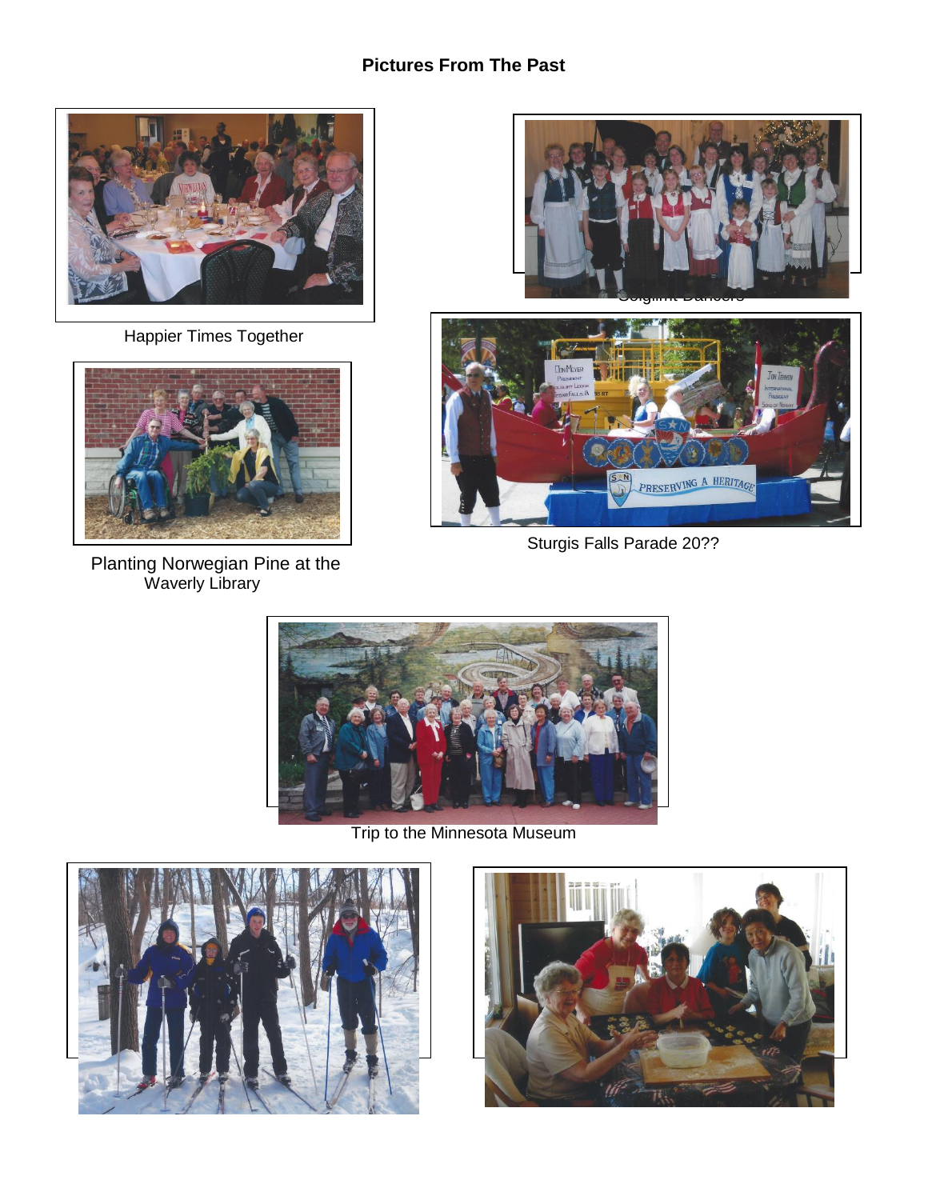**Pictures From The Past**

Happier Times Together

Leikarringen Dancers

Planting Norwegian Pine at the Waverly Library

Sturgis Falls Parade 20??

Trip to the Minnesota Museum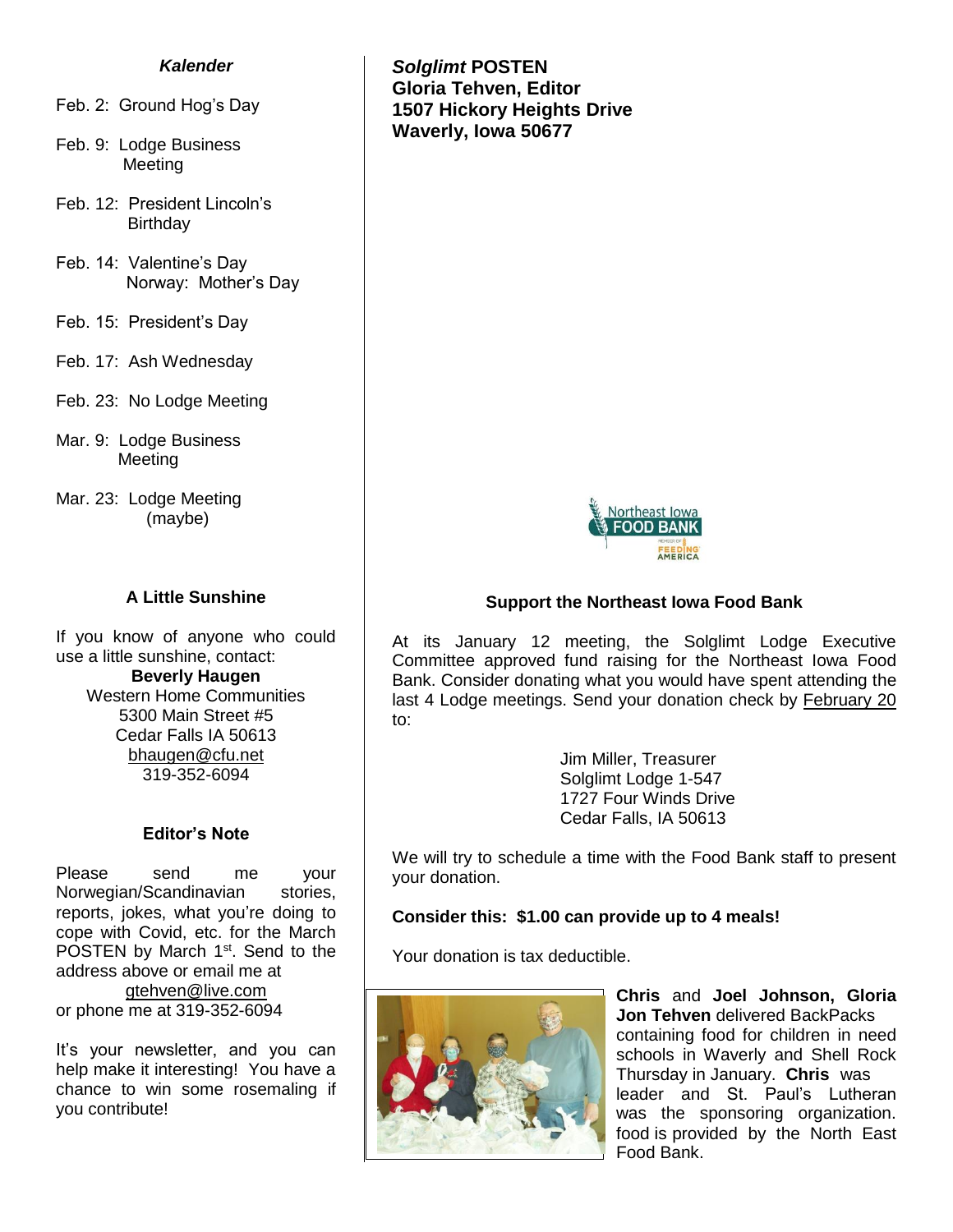### *Kalender*

Feb. 2: Ground Hog's Day

Feb. 9: Lodge Business Meeting

Feb. 12: President Lincoln's Birthday

Feb. 14: Valentine's Day
Norway: Mother's Day

Feb. 15: President's Day

Feb. 17: Ash Wednesday

Feb. 23: No Lodge Meeting

Mar. 9: Lodge Business Meeting

Mar. 23: Lodge Meeting (maybe)

### A Little Sunshine

If you know of anyone who could use a little sunshine, contact:

**Beverly Haugen**
Western Home Communities
5300 Main Street #5
Cedar Falls IA 50613
bhaugen@cfu.net
319-352-6094

### Editor's Note

Please send me your Norwegian/Scandinavian stories, reports, jokes, what you're doing to cope with Covid, etc. for the March POSTEN by March 1st. Send to the address above or email me at gtehven@live.com or phone me at 319-352-6094

It's your newsletter, and you can help make it interesting! You have a chance to win some rosemaling if you contribute!

***Solglimt* POSTEN**
**Gloria Tehven, Editor**
**1507 Hickory Heights Drive**
**Waverly, Iowa 50677**

### Support the Northeast Iowa Food Bank

At its January 12 meeting, the Solglimt Lodge Executive Committee approved fund raising for the Northeast Iowa Food Bank. Consider donating what you would have spent attending the last 4 Lodge meetings. Send your donation check by February 20 to:

Jim Miller, Treasurer
Solglimt Lodge 1-547
1727 Four Winds Drive
Cedar Falls, IA 50613

We will try to schedule a time with the Food Bank staff to present your donation.

**Consider this: $1.00 can provide up to 4 meals!**

Your donation is tax deductible.

**Chris** and **Joel Johnson, Gloria Jon Tehven** delivered BackPacks containing food for children in need schools in Waverly and Shell Rock Thursday in January. **Chris** was leader and St. Paul's Lutheran was the sponsoring organization. food is provided by the North East Food Bank.